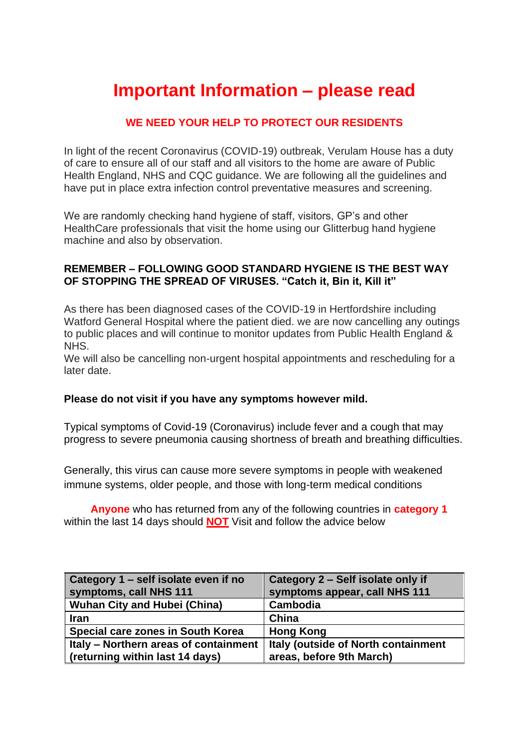# Important Information – please read

## WE NEED YOUR HELP TO PROTECT OUR RESIDENTS

In light of the recent Coronavirus (COVID-19) outbreak, Verulam House has a duty of care to ensure all of our staff and all visitors to the home are aware of Public Health England, NHS and CQC guidance. We are following all the guidelines and have put in place extra infection control preventative measures and screening.

We are randomly checking hand hygiene of staff, visitors, GP's and other HealthCare professionals that visit the home using our Glitterbug hand hygiene machine and also by observation.

**REMEMBER – FOLLOWING GOOD STANDARD HYGIENE IS THE BEST WAY OF STOPPING THE SPREAD OF VIRUSES. "Catch it, Bin it, Kill it"**

As there has been diagnosed cases of the COVID-19 in Hertfordshire including Watford General Hospital where the patient died. we are now cancelling any outings to public places and will continue to monitor updates from Public Health England & NHS.
We will also be cancelling non-urgent hospital appointments and rescheduling for a later date.

**Please do not visit if you have any symptoms however mild.**

Typical symptoms of Covid-19 (Coronavirus) include fever and a cough that may progress to severe pneumonia causing shortness of breath and breathing difficulties.

Generally, this virus can cause more severe symptoms in people with weakened immune systems, older people, and those with long-term medical conditions

**Anyone** who has returned from any of the following countries in **category 1** within the last 14 days should **NOT** Visit and follow the advice below

| Category 1 – self isolate even if no symptoms, call NHS 111 | Category 2 – Self isolate only if symptoms appear, call NHS 111 |
|---|---|
| Wuhan City and Hubei (China) | Cambodia |
| Iran | China |
| Special care zones in South Korea | Hong Kong |
| Italy – Northern areas of containment (returning within last 14 days) | Italy (outside of North containment areas, before 9th March) |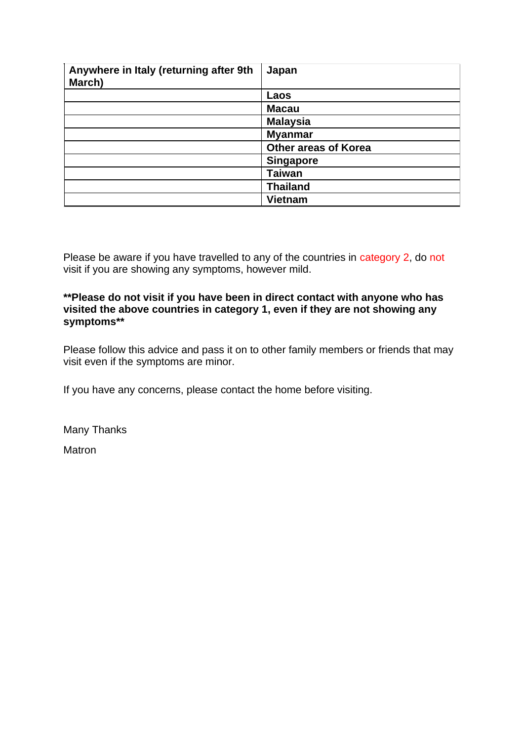| | |
|---|---|
| **Anywhere in Italy (returning after 9th March)** | **Japan** |
| | **Laos** |
| | **Macau** |
| | **Malaysia** |
| | **Myanmar** |
| | **Other areas of Korea** |
| | **Singapore** |
| | **Taiwan** |
| | **Thailand** |
| | **Vietnam** |

Please be aware if you have travelled to any of the countries in category 2, do not visit if you are showing any symptoms, however mild.

****Please do not visit if you have been in direct contact with anyone who has visited the above countries in category 1, even if they are not showing any symptoms****

Please follow this advice and pass it on to other family members or friends that may visit even if the symptoms are minor.

If you have any concerns, please contact the home before visiting.

Many Thanks

Matron